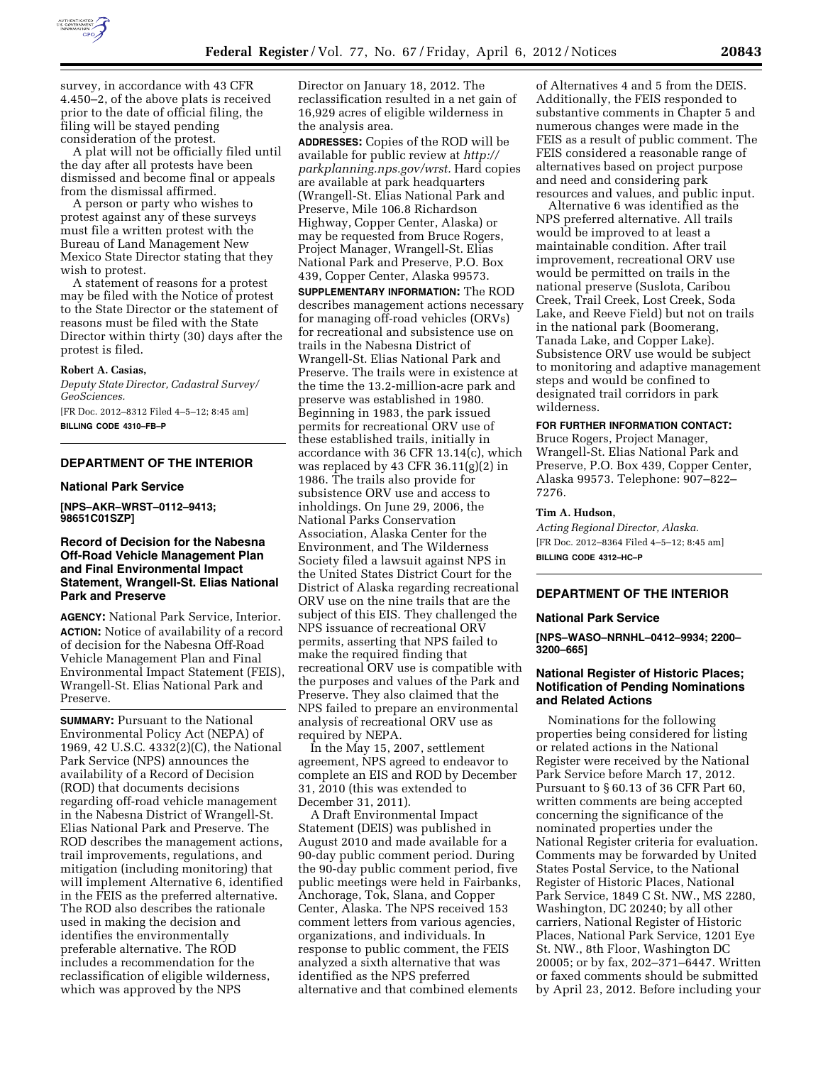survey, in accordance with 43 CFR 4.450–2, of the above plats is received prior to the date of official filing, the filing will be stayed pending consideration of the protest.

A plat will not be officially filed until the day after all protests have been dismissed and become final or appeals from the dismissal affirmed.

A person or party who wishes to protest against any of these surveys must file a written protest with the Bureau of Land Management New Mexico State Director stating that they wish to protest.

A statement of reasons for a protest may be filed with the Notice of protest to the State Director or the statement of reasons must be filed with the State Director within thirty (30) days after the protest is filed.

**Robert A. Casias,**

*Deputy State Director, Cadastral Survey/ GeoSciences.*

[FR Doc. 2012–8312 Filed 4–5–12; 8:45 am]

**BILLING CODE 4310–FB–P**

## DEPARTMENT OF THE INTERIOR

### National Park Service

**[NPS–AKR–WRST–0112–9413; 98651C01SZP]**

### Record of Decision for the Nabesna Off-Road Vehicle Management Plan and Final Environmental Impact Statement, Wrangell-St. Elias National Park and Preserve

**AGENCY:** National Park Service, Interior.

**ACTION:** Notice of availability of a record of decision for the Nabesna Off-Road Vehicle Management Plan and Final Environmental Impact Statement (FEIS), Wrangell-St. Elias National Park and Preserve.

**SUMMARY:** Pursuant to the National Environmental Policy Act (NEPA) of 1969, 42 U.S.C. 4332(2)(C), the National Park Service (NPS) announces the availability of a Record of Decision (ROD) that documents decisions regarding off-road vehicle management in the Nabesna District of Wrangell-St. Elias National Park and Preserve. The ROD describes the management actions, trail improvements, regulations, and mitigation (including monitoring) that will implement Alternative 6, identified in the FEIS as the preferred alternative. The ROD also describes the rationale used in making the decision and identifies the environmentally preferable alternative. The ROD includes a recommendation for the reclassification of eligible wilderness, which was approved by the NPS Director on January 18, 2012. The reclassification resulted in a net gain of 16,929 acres of eligible wilderness in the analysis area.

**ADDRESSES:** Copies of the ROD will be available for public review at *http://parkplanning.nps.gov/wrst.* Hard copies are available at park headquarters (Wrangell-St. Elias National Park and Preserve, Mile 106.8 Richardson Highway, Copper Center, Alaska) or may be requested from Bruce Rogers, Project Manager, Wrangell-St. Elias National Park and Preserve, P.O. Box 439, Copper Center, Alaska 99573.

**SUPPLEMENTARY INFORMATION:** The ROD describes management actions necessary for managing off-road vehicles (ORVs) for recreational and subsistence use on trails in the Nabesna District of Wrangell-St. Elias National Park and Preserve. The trails were in existence at the time the 13.2-million-acre park and preserve was established in 1980. Beginning in 1983, the park issued permits for recreational ORV use of these established trails, initially in accordance with 36 CFR 13.14(c), which was replaced by 43 CFR 36.11(g)(2) in 1986. The trails also provide for subsistence ORV use and access to inholdings. On June 29, 2006, the National Parks Conservation Association, Alaska Center for the Environment, and The Wilderness Society filed a lawsuit against NPS in the United States District Court for the District of Alaska regarding recreational ORV use on the nine trails that are the subject of this EIS. They challenged the NPS issuance of recreational ORV permits, asserting that NPS failed to make the required finding that recreational ORV use is compatible with the purposes and values of the Park and Preserve. They also claimed that the NPS failed to prepare an environmental analysis of recreational ORV use as required by NEPA.

In the May 15, 2007, settlement agreement, NPS agreed to endeavor to complete an EIS and ROD by December 31, 2010 (this was extended to December 31, 2011).

A Draft Environmental Impact Statement (DEIS) was published in August 2010 and made available for a 90-day public comment period. During the 90-day public comment period, five public meetings were held in Fairbanks, Anchorage, Tok, Slana, and Copper Center, Alaska. The NPS received 153 comment letters from various agencies, organizations, and individuals. In response to public comment, the FEIS analyzed a sixth alternative that was identified as the NPS preferred alternative and that combined elements of Alternatives 4 and 5 from the DEIS. Additionally, the FEIS responded to substantive comments in Chapter 5 and numerous changes were made in the FEIS as a result of public comment. The FEIS considered a reasonable range of alternatives based on project purpose and need and considering park resources and values, and public input.

Alternative 6 was identified as the NPS preferred alternative. All trails would be improved to at least a maintainable condition. After trail improvement, recreational ORV use would be permitted on trails in the national preserve (Suslota, Caribou Creek, Trail Creek, Lost Creek, Soda Lake, and Reeve Field) but not on trails in the national park (Boomerang, Tanada Lake, and Copper Lake). Subsistence ORV use would be subject to monitoring and adaptive management steps and would be confined to designated trail corridors in park wilderness.

**FOR FURTHER INFORMATION CONTACT:** Bruce Rogers, Project Manager, Wrangell-St. Elias National Park and Preserve, P.O. Box 439, Copper Center, Alaska 99573. Telephone: 907–822–7276.

**Tim A. Hudson,**

*Acting Regional Director, Alaska.*

[FR Doc. 2012–8364 Filed 4–5–12; 8:45 am]

**BILLING CODE 4312–HC–P**

## DEPARTMENT OF THE INTERIOR

### National Park Service

**[NPS–WASO–NRNHL–0412–9934; 2200–3200–665]**

### National Register of Historic Places; Notification of Pending Nominations and Related Actions

Nominations for the following properties being considered for listing or related actions in the National Register were received by the National Park Service before March 17, 2012. Pursuant to § 60.13 of 36 CFR Part 60, written comments are being accepted concerning the significance of the nominated properties under the National Register criteria for evaluation. Comments may be forwarded by United States Postal Service, to the National Register of Historic Places, National Park Service, 1849 C St. NW., MS 2280, Washington, DC 20240; by all other carriers, National Register of Historic Places, National Park Service, 1201 Eye St. NW., 8th Floor, Washington DC 20005; or by fax, 202–371–6447. Written or faxed comments should be submitted by April 23, 2012. Before including your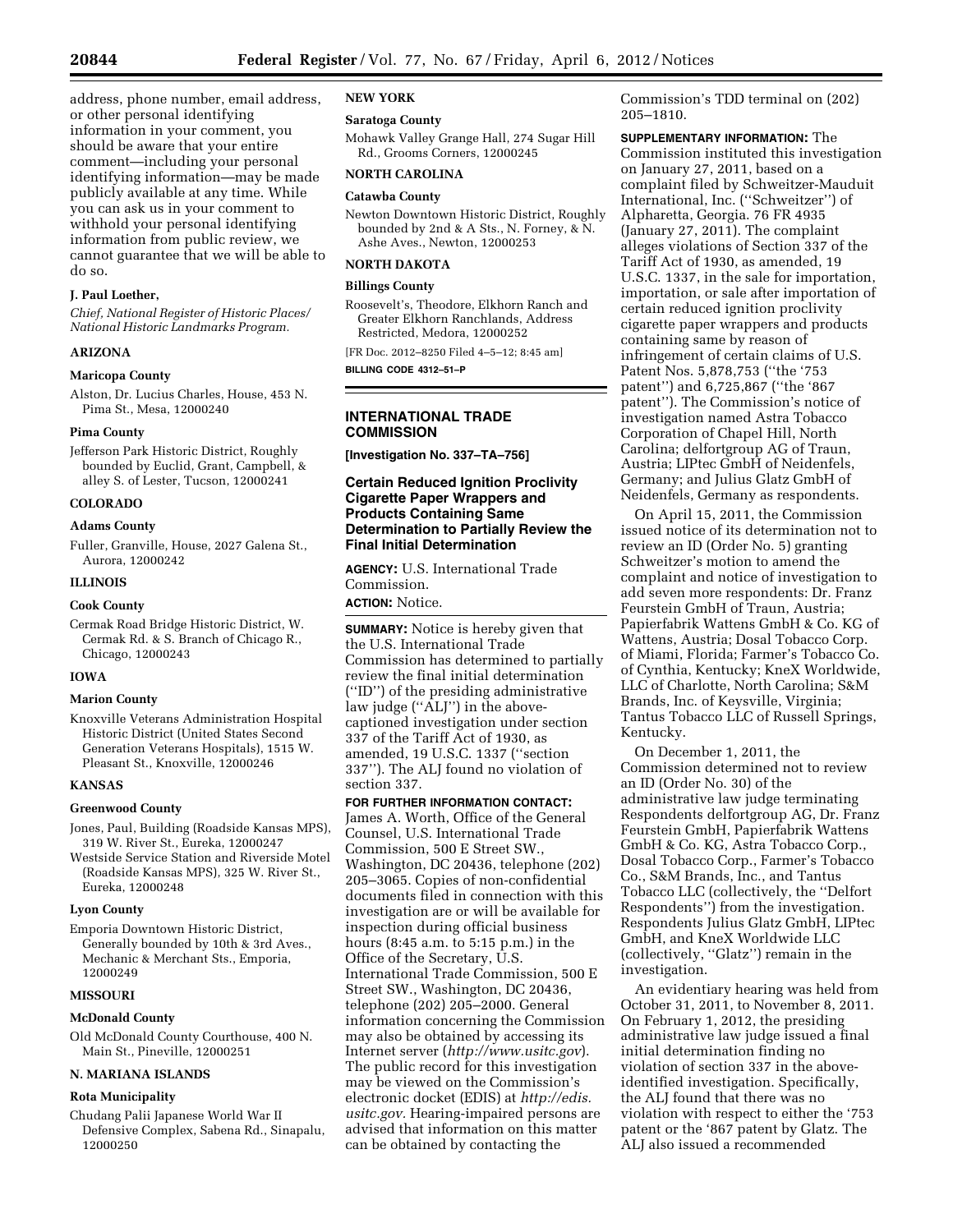address, phone number, email address, or other personal identifying information in your comment, you should be aware that your entire comment—including your personal identifying information—may be made publicly available at any time. While you can ask us in your comment to withhold your personal identifying information from public review, we cannot guarantee that we will be able to do so.

**J. Paul Loether,**

*Chief, National Register of Historic Places/ National Historic Landmarks Program.*

**ARIZONA**

**Maricopa County**

Alston, Dr. Lucius Charles, House, 453 N. Pima St., Mesa, 12000240

**Pima County**

Jefferson Park Historic District, Roughly bounded by Euclid, Grant, Campbell, & alley S. of Lester, Tucson, 12000241

**COLORADO**

**Adams County**

Fuller, Granville, House, 2027 Galena St., Aurora, 12000242

**ILLINOIS**

**Cook County**

Cermak Road Bridge Historic District, W. Cermak Rd. & S. Branch of Chicago R., Chicago, 12000243

**IOWA**

**Marion County**

Knoxville Veterans Administration Hospital Historic District (United States Second Generation Veterans Hospitals), 1515 W. Pleasant St., Knoxville, 12000246

**KANSAS**

**Greenwood County**

Jones, Paul, Building (Roadside Kansas MPS), 319 W. River St., Eureka, 12000247

Westside Service Station and Riverside Motel (Roadside Kansas MPS), 325 W. River St., Eureka, 12000248

**Lyon County**

Emporia Downtown Historic District, Generally bounded by 10th & 3rd Aves., Mechanic & Merchant Sts., Emporia, 12000249

**MISSOURI**

**McDonald County**

Old McDonald County Courthouse, 400 N. Main St., Pineville, 12000251

**N. MARIANA ISLANDS**

**Rota Municipality**

Chudang Palii Japanese World War II Defensive Complex, Sabena Rd., Sinapalu, 12000250

**NEW YORK**

**Saratoga County**

Mohawk Valley Grange Hall, 274 Sugar Hill Rd., Grooms Corners, 12000245

**NORTH CAROLINA**

**Catawba County**

Newton Downtown Historic District, Roughly bounded by 2nd & A Sts., N. Forney, & N. Ashe Aves., Newton, 12000253

**NORTH DAKOTA**

**Billings County**

Roosevelt's, Theodore, Elkhorn Ranch and Greater Elkhorn Ranchlands, Address Restricted, Medora, 12000252

[FR Doc. 2012–8250 Filed 4–5–12; 8:45 am]

**BILLING CODE 4312–51–P**

## INTERNATIONAL TRADE COMMISSION

**[Investigation No. 337–TA–756]**

### Certain Reduced Ignition Proclivity Cigarette Paper Wrappers and Products Containing Same Determination to Partially Review the Final Initial Determination

**AGENCY:** U.S. International Trade Commission.

**ACTION:** Notice.

**SUMMARY:** Notice is hereby given that the U.S. International Trade Commission has determined to partially review the final initial determination (''ID'') of the presiding administrative law judge (''ALJ'') in the above-captioned investigation under section 337 of the Tariff Act of 1930, as amended, 19 U.S.C. 1337 (''section 337''). The ALJ found no violation of section 337.

**FOR FURTHER INFORMATION CONTACT:** James A. Worth, Office of the General Counsel, U.S. International Trade Commission, 500 E Street SW., Washington, DC 20436, telephone (202) 205–3065. Copies of non-confidential documents filed in connection with this investigation are or will be available for inspection during official business hours (8:45 a.m. to 5:15 p.m.) in the Office of the Secretary, U.S. International Trade Commission, 500 E Street SW., Washington, DC 20436, telephone (202) 205–2000. General information concerning the Commission may also be obtained by accessing its Internet server (*http://www.usitc.gov*). The public record for this investigation may be viewed on the Commission's electronic docket (EDIS) at *http://edis.usitc.gov.* Hearing-impaired persons are advised that information on this matter can be obtained by contacting the Commission's TDD terminal on (202) 205–1810.

**SUPPLEMENTARY INFORMATION:** The Commission instituted this investigation on January 27, 2011, based on a complaint filed by Schweitzer-Mauduit International, Inc. (''Schweitzer'') of Alpharetta, Georgia. 76 FR 4935 (January 27, 2011). The complaint alleges violations of Section 337 of the Tariff Act of 1930, as amended, 19 U.S.C. 1337, in the sale for importation, importation, or sale after importation of certain reduced ignition proclivity cigarette paper wrappers and products containing same by reason of infringement of certain claims of U.S. Patent Nos. 5,878,753 (''the '753 patent'') and 6,725,867 (''the '867 patent''). The Commission's notice of investigation named Astra Tobacco Corporation of Chapel Hill, North Carolina; delfortgroup AG of Traun, Austria; LIPtec GmbH of Neidenfels, Germany; and Julius Glatz GmbH of Neidenfels, Germany as respondents.

On April 15, 2011, the Commission issued notice of its determination not to review an ID (Order No. 5) granting Schweitzer's motion to amend the complaint and notice of investigation to add seven more respondents: Dr. Franz Feurstein GmbH of Traun, Austria; Papierfabrik Wattens GmbH & Co. KG of Wattens, Austria; Dosal Tobacco Corp. of Miami, Florida; Farmer's Tobacco Co. of Cynthia, Kentucky; KneX Worldwide, LLC of Charlotte, North Carolina; S&M Brands, Inc. of Keysville, Virginia; Tantus Tobacco LLC of Russell Springs, Kentucky.

On December 1, 2011, the Commission determined not to review an ID (Order No. 30) of the administrative law judge terminating Respondents delfortgroup AG, Dr. Franz Feurstein GmbH, Papierfabrik Wattens GmbH & Co. KG, Astra Tobacco Corp., Dosal Tobacco Corp., Farmer's Tobacco Co., S&M Brands, Inc., and Tantus Tobacco LLC (collectively, the ''Delfort Respondents'') from the investigation. Respondents Julius Glatz GmbH, LIPtec GmbH, and KneX Worldwide LLC (collectively, ''Glatz'') remain in the investigation.

An evidentiary hearing was held from October 31, 2011, to November 8, 2011. On February 1, 2012, the presiding administrative law judge issued a final initial determination finding no violation of section 337 in the above-identified investigation. Specifically, the ALJ found that there was no violation with respect to either the '753 patent or the '867 patent by Glatz. The ALJ also issued a recommended